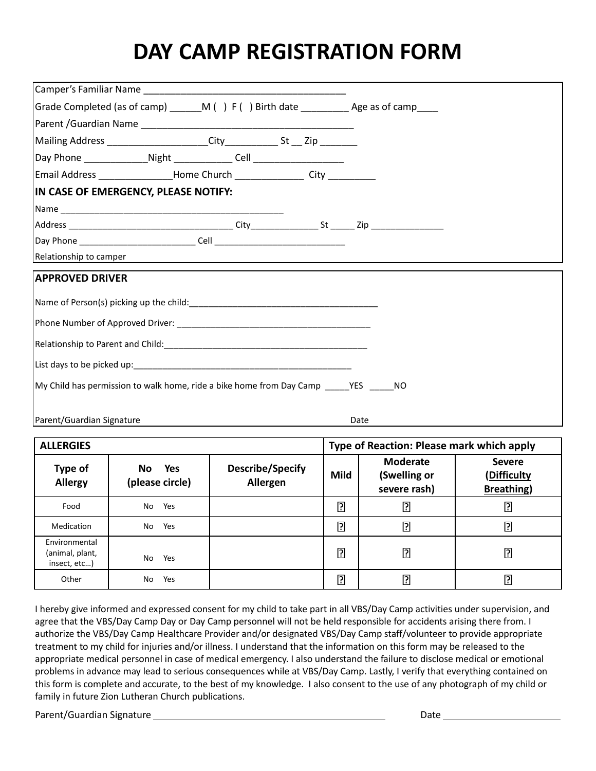# DAY CAMP REGISTRATION FORM

Camper's Familiar Name ________________________________________

Grade Completed (as of camp) ______M ( ) F ( ) Birth date _________ Age as of camp____

Parent /Guardian Name __________________________________________

Mailing Address ___________________City__________ St __ Zip _______

Day Phone ____________Night ___________ Cell _________________

Email Address ______________Home Church _____________ City _________

**IN CASE OF EMERGENCY, PLEASE NOTIFY:**

Name _______________________________________________

Address _________________________________ City______________ St _____ Zip _______________

Day Phone ________________________ Cell ___________________________

Relationship to camper

**APPROVED DRIVER**

Name of Person(s) picking up the child:________________________________________

Phone Number of Approved Driver: _________________________________________

Relationship to Parent and Child:___________________________________________

List days to be picked up:_______________________________________________

My Child has permission to walk home, ride a bike home from Day Camp _____YES _____NO

Parent/Guardian Signature Date

| **ALLERGIES** | | | **Type of Reaction: Please mark which apply** | | |
|---|---|---|---|---|---|
| **Type of Allergy** | **No Yes (please circle)** | **Describe/Specify Allergen** | **Mild** | **Moderate (Swelling or severe rash)** | **Severe (Difficulty Breathing)** |
| Food | No Yes | | ☐ | ☐ | ☐ |
| Medication | No Yes | | ☐ | ☐ | ☐ |
| Environmental (animal, plant, insect, etc…) | No Yes | | ☐ | ☐ | ☐ |
| Other | No Yes | | ☐ | ☐ | ☐ |

I hereby give informed and expressed consent for my child to take part in all VBS/Day Camp activities under supervision, and agree that the VBS/Day Camp Day or Day Camp personnel will not be held responsible for accidents arising there from. I authorize the VBS/Day Camp Healthcare Provider and/or designated VBS/Day Camp staff/volunteer to provide appropriate treatment to my child for injuries and/or illness. I understand that the information on this form may be released to the appropriate medical personnel in case of medical emergency. I also understand the failure to disclose medical or emotional problems in advance may lead to serious consequences while at VBS/Day Camp. Lastly, I verify that everything contained on this form is complete and accurate, to the best of my knowledge. I also consent to the use of any photograph of my child or family in future Zion Lutheran Church publications.

Parent/Guardian Signature ____________________________________________ Date ______________________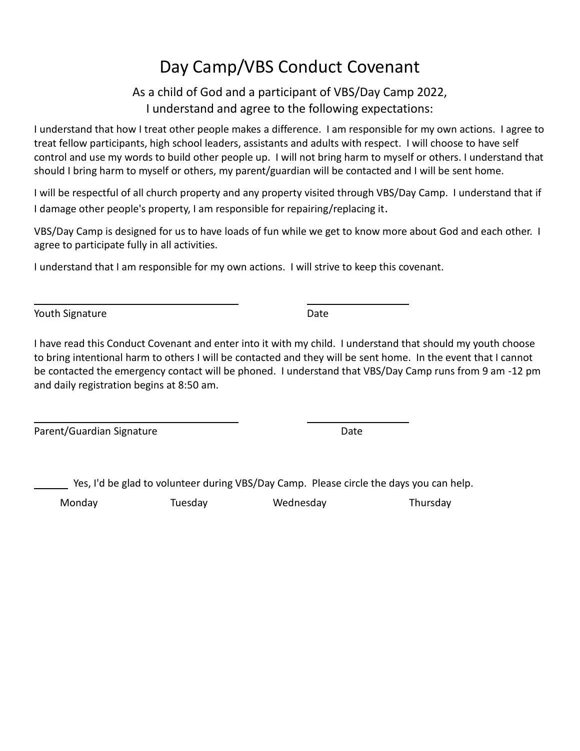# Day Camp/VBS Conduct Covenant

As a child of God and a participant of VBS/Day Camp 2022,
I understand and agree to the following expectations:

I understand that how I treat other people makes a difference. I am responsible for my own actions. I agree to treat fellow participants, high school leaders, assistants and adults with respect. I will choose to have self control and use my words to build other people up. I will not bring harm to myself or others. I understand that should I bring harm to myself or others, my parent/guardian will be contacted and I will be sent home.

I will be respectful of all church property and any property visited through VBS/Day Camp. I understand that if I damage other people's property, I am responsible for repairing/replacing it.

VBS/Day Camp is designed for us to have loads of fun while we get to know more about God and each other. I agree to participate fully in all activities.

I understand that I am responsible for my own actions. I will strive to keep this covenant.

\_\_\_\_\_\_\_\_\_\_\_\_\_\_\_\_\_\_\_\_\_\_\_\_\_\_\_\_\_\_\_\_\_\_ \_\_\_\_\_\_\_\_\_\_\_\_\_\_\_\_

Youth Signature Date

I have read this Conduct Covenant and enter into it with my child. I understand that should my youth choose to bring intentional harm to others I will be contacted and they will be sent home. In the event that I cannot be contacted the emergency contact will be phoned. I understand that VBS/Day Camp runs from 9 am -12 pm and daily registration begins at 8:50 am.

\_\_\_\_\_\_\_\_\_\_\_\_\_\_\_\_\_\_\_\_\_\_\_\_\_\_\_\_\_\_\_\_\_\_ \_\_\_\_\_\_\_\_\_\_\_\_\_\_\_\_

Parent/Guardian Signature Date

\_\_\_\_\_ Yes, I'd be glad to volunteer during VBS/Day Camp. Please circle the days you can help.

Monday Tuesday Wednesday Thursday